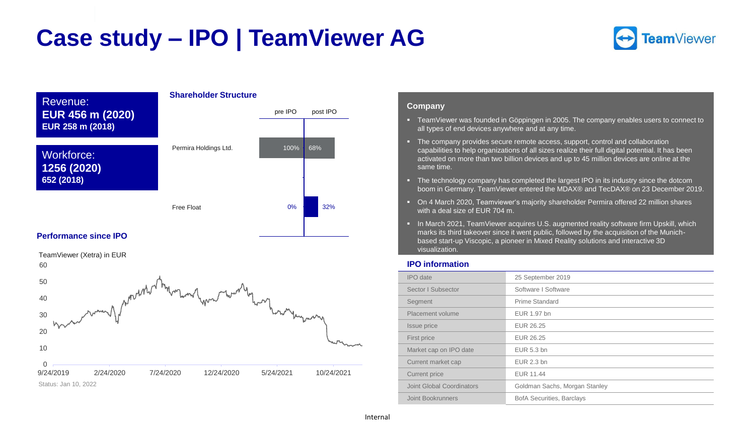# Case study – IPO | TeamViewer AG

TeamViewer

Revenue:
**EUR 456 m (2020)**
**EUR 258 m (2018)**

Workforce:
**1256 (2020)**
**652 (2018)**

### Shareholder Structure

| | pre IPO | post IPO |
|---|---|---|
| Permira Holdings Ltd. | 100% | 68% |
| Free Float | 0% | 32% |

### Performance since IPO

TeamViewer (Xetra) in EUR

Status: Jan 10, 2022

### Company

- TeamViewer was founded in Göppingen in 2005. The company enables users to connect to all types of end devices anywhere and at any time.
- The company provides secure remote access, support, control and collaboration capabilities to help organizations of all sizes realize their full digital potential. It has been activated on more than two billion devices and up to 45 million devices are online at the same time.
- The technology company has completed the largest IPO in its industry since the dotcom boom in Germany. TeamViewer entered the MDAX® and TecDAX® on 23 December 2019.
- On 4 March 2020, Teamviewer's majority shareholder Permira offered 22 million shares with a deal size of EUR 704 m.
- In March 2021, TeamViewer acquires U.S. augmented reality software firm Upskill, which marks its third takeover since it went public, followed by the acquisition of the Munich-based start-up Viscopic, a pioneer in Mixed Reality solutions and interactive 3D visualization.

### IPO information

| | |
|---|---|
| IPO date | 25 September 2019 |
| Sector I Subsector | Software I Software |
| Segment | Prime Standard |
| Placement volume | EUR 1.97 bn |
| Issue price | EUR 26.25 |
| First price | EUR 26.25 |
| Market cap on IPO date | EUR 5.3 bn |
| Current market cap | EUR 2.3 bn |
| Current price | EUR 11.44 |
| Joint Global Coordinators | Goldman Sachs, Morgan Stanley |
| Joint Bookrunners | BofA Securities, Barclays |

Internal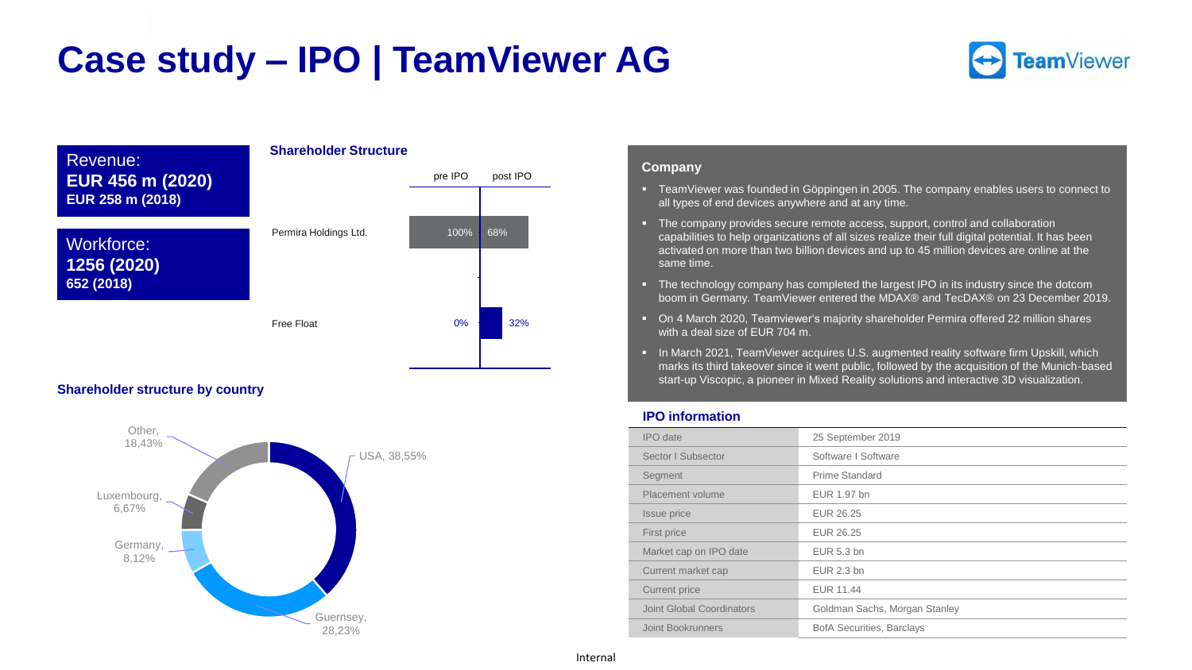# Case study – IPO | TeamViewer AG

**Revenue:**
**EUR 456 m (2020)**
**EUR 258 m (2018)**

**Workforce:**
**1256 (2020)**
**652 (2018)**

### Shareholder Structure

| | pre IPO | post IPO |
|---|---|---|
| Permira Holdings Ltd. | 100% | 68% |
| Free Float | 0% | 32% |

### Shareholder structure by country

| Country | Share |
|---|---|
| USA | 38,55% |
| Guernsey | 28,23% |
| Germany | 8,12% |
| Luxembourg | 6,67% |
| Other | 18,43% |

### Company

- TeamViewer was founded in Göppingen in 2005. The company enables users to connect to all types of end devices anywhere and at any time.
- The company provides secure remote access, support, control and collaboration capabilities to help organizations of all sizes realize their full digital potential. It has been activated on more than two billion devices and up to 45 million devices are online at the same time.
- The technology company has completed the largest IPO in its industry since the dotcom boom in Germany. TeamViewer entered the MDAX® and TecDAX® on 23 December 2019.
- On 4 March 2020, Teamviewer's majority shareholder Permira offered 22 million shares with a deal size of EUR 704 m.
- In March 2021, TeamViewer acquires U.S. augmented reality software firm Upskill, which marks its third takeover since it went public, followed by the acquisition of the Munich-based start-up Viscopic, a pioneer in Mixed Reality solutions and interactive 3D visualization.

### IPO information

| | |
|---|---|
| IPO date | 25 September 2019 |
| Sector I Subsector | Software I Software |
| Segment | Prime Standard |
| Placement volume | EUR 1.97 bn |
| Issue price | EUR 26.25 |
| First price | EUR 26.25 |
| Market cap on IPO date | EUR 5.3 bn |
| Current market cap | EUR 2.3 bn |
| Current price | EUR 11.44 |
| Joint Global Coordinators | Goldman Sachs, Morgan Stanley |
| Joint Bookrunners | BofA Securities, Barclays |

Internal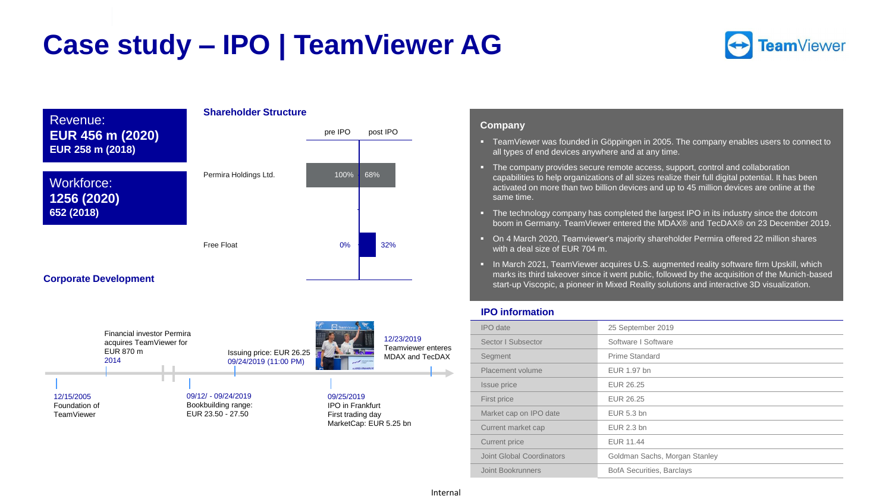# Case study – IPO | TeamViewer AG

**Revenue:**
**EUR 456 m (2020)**
**EUR 258 m (2018)**

**Workforce:**
**1256 (2020)**
**652 (2018)**

### Shareholder Structure

| | pre IPO | post IPO |
|---|---|---|
| Permira Holdings Ltd. | 100% | 68% |
| Free Float | 0% | 32% |

### Corporate Development

- 12/15/2005 – Foundation of TeamViewer
- 2014 – Financial investor Permira acquires TeamViewer for EUR 870 m
- 09/12/ - 09/24/2019 – Bookbuilding range: EUR 23.50 - 27.50
- 09/24/2019 (11:00 PM) – Issuing price: EUR 26.25
- 09/25/2019 – IPO in Frankfurt, First trading day, MarketCap: EUR 5.25 bn
- 12/23/2019 – Teamviewer enteres MDAX and TecDAX

### Company

- TeamViewer was founded in Göppingen in 2005. The company enables users to connect to all types of end devices anywhere and at any time.
- The company provides secure remote access, support, control and collaboration capabilities to help organizations of all sizes realize their full digital potential. It has been activated on more than two billion devices and up to 45 million devices are online at the same time.
- The technology company has completed the largest IPO in its industry since the dotcom boom in Germany. TeamViewer entered the MDAX® and TecDAX® on 23 December 2019.
- On 4 March 2020, Teamviewer's majority shareholder Permira offered 22 million shares with a deal size of EUR 704 m.
- In March 2021, TeamViewer acquires U.S. augmented reality software firm Upskill, which marks its third takeover since it went public, followed by the acquisition of the Munich-based start-up Viscopic, a pioneer in Mixed Reality solutions and interactive 3D visualization.

### IPO information

| | |
|---|---|
| IPO date | 25 September 2019 |
| Sector I Subsector | Software I Software |
| Segment | Prime Standard |
| Placement volume | EUR 1.97 bn |
| Issue price | EUR 26.25 |
| First price | EUR 26.25 |
| Market cap on IPO date | EUR 5.3 bn |
| Current market cap | EUR 2.3 bn |
| Current price | EUR 11.44 |
| Joint Global Coordinators | Goldman Sachs, Morgan Stanley |
| Joint Bookrunners | BofA Securities, Barclays |

Internal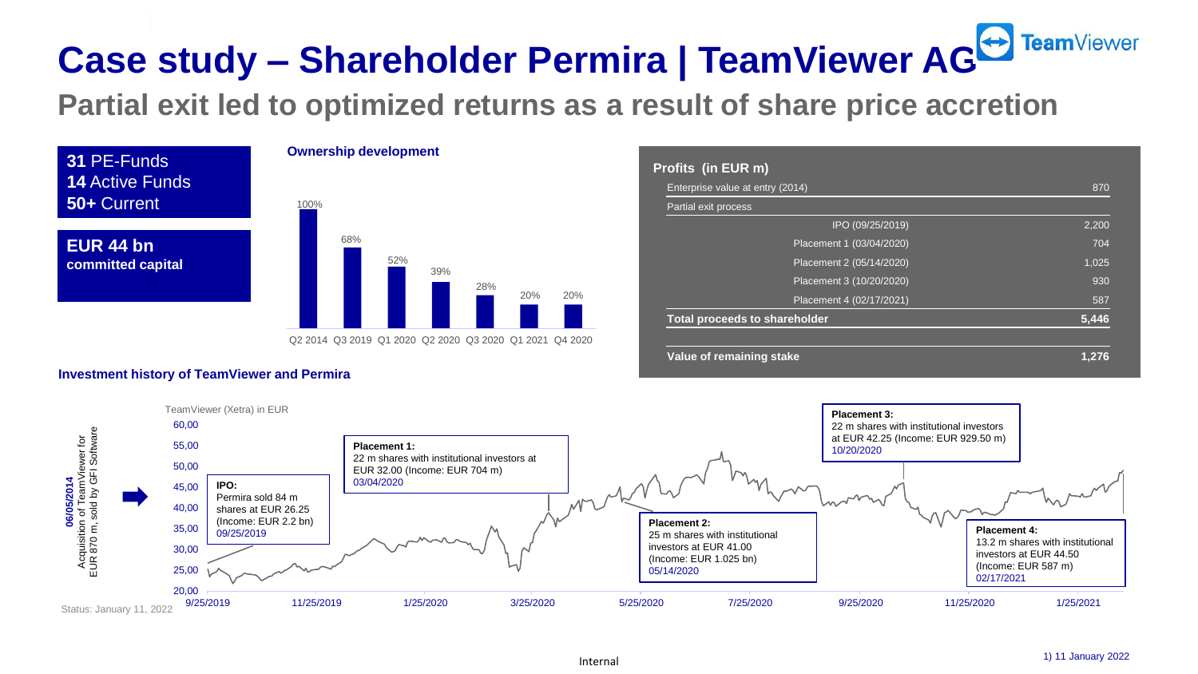# Case study – Shareholder Permira | TeamViewer AG

TeamViewer

## Partial exit led to optimized returns as a result of share price accretion

**31** PE-Funds
**14** Active Funds
**50+** Current

**EUR 44 bn**
**committed capital**

### Ownership development

100%
68%
52%
39%
28%
20%
20%

Q2 2014 Q3 2019 Q1 2020 Q2 2020 Q3 2020 Q1 2021 Q4 2020

| **Profits (in EUR m)** | |
|---|---|
| Enterprise value at entry (2014) | 870 |
| Partial exit process | |
| IPO (09/25/2019) | 2,200 |
| Placement 1 (03/04/2020) | 704 |
| Placement 2 (05/14/2020) | 1,025 |
| Placement 3 (10/20/2020) | 930 |
| Placement 4 (02/17/2021) | 587 |
| **Total proceeds to shareholder** | **5,446** |
| **Value of remaining stake** | **1,276** |

### Investment history of TeamViewer and Permira

**06/05/2014**
Acquisition of TeamViewer for EUR 870 m, sold by GFI Software

TeamViewer (Xetra) in EUR

60,00
55,00
50,00
45,00
40,00
35,00
30,00
25,00
20,00

9/25/2019 11/25/2019 1/25/2020 3/25/2020 5/25/2020 7/25/2020 9/25/2020 11/25/2020 1/25/2021

**IPO:**
Permira sold 84 m shares at EUR 26.25 (Income: EUR 2.2 bn)
09/25/2019

**Placement 1:**
22 m shares with institutional investors at EUR 32.00 (Income: EUR 704 m)
03/04/2020

**Placement 2:**
25 m shares with institutional investors at EUR 41.00 (Income: EUR 1.025 bn)
05/14/2020

**Placement 3:**
22 m shares with institutional investors at EUR 42.25 (Income: EUR 929.50 m)
10/20/2020

**Placement 4:**
13.2 m shares with institutional investors at EUR 44.50 (Income: EUR 587 m)
02/17/2021

Status: January 11, 2022

Internal

1) 11 January 2022